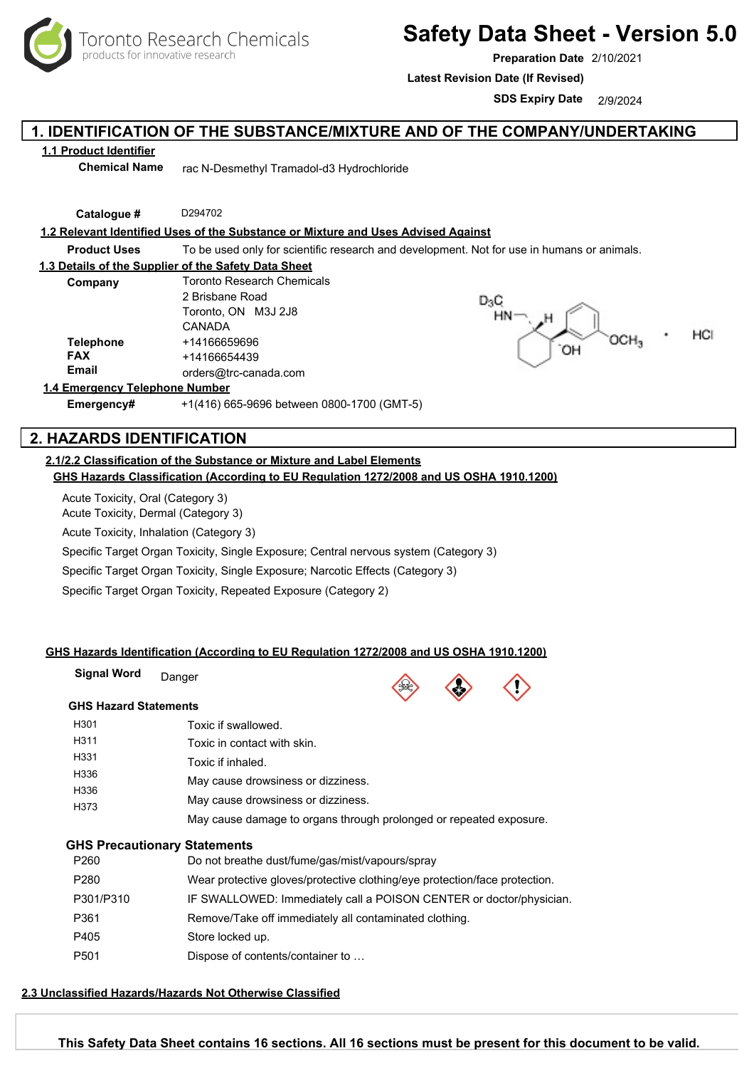Toronto Research Chemicals
products for innovative research

# Safety Data Sheet - Version 5.0

**Preparation Date** 2/10/2021

**Latest Revision Date (If Revised)**

**SDS Expiry Date** 2/9/2024

## 1. IDENTIFICATION OF THE SUBSTANCE/MIXTURE AND OF THE COMPANY/UNDERTAKING

### 1.1 Product Identifier

**Chemical Name** rac N-Desmethyl Tramadol-d3 Hydrochloride

**Catalogue #** D294702

### 1.2 Relevant Identified Uses of the Substance or Mixture and Uses Advised Against

**Product Uses** To be used only for scientific research and development. Not for use in humans or animals.

### 1.3 Details of the Supplier of the Safety Data Sheet

**Company** Toronto Research Chemicals
2 Brisbane Road
Toronto, ON M3J 2J8
CANADA

**Telephone** +14166659696
**FAX** +14166654439
**Email** orders@trc-canada.com

### 1.4 Emergency Telephone Number

**Emergency#** +1(416) 665-9696 between 0800-1700 (GMT-5)

## 2. HAZARDS IDENTIFICATION

### 2.1/2.2 Classification of the Substance or Mixture and Label Elements

**GHS Hazards Classification (According to EU Regulation 1272/2008 and US OSHA 1910.1200)**

Acute Toxicity, Oral (Category 3)
Acute Toxicity, Dermal (Category 3)
Acute Toxicity, Inhalation (Category 3)
Specific Target Organ Toxicity, Single Exposure; Central nervous system (Category 3)
Specific Target Organ Toxicity, Single Exposure; Narcotic Effects (Category 3)
Specific Target Organ Toxicity, Repeated Exposure (Category 2)

**GHS Hazards Identification (According to EU Regulation 1272/2008 and US OSHA 1910.1200)**

**Signal Word** Danger

**GHS Hazard Statements**

| | |
|---|---|
| H301 | Toxic if swallowed. |
| H311 | Toxic in contact with skin. |
| H331 | Toxic if inhaled. |
| H336 | May cause drowsiness or dizziness. |
| H336 | May cause drowsiness or dizziness. |
| H373 | May cause damage to organs through prolonged or repeated exposure. |

**GHS Precautionary Statements**

| | |
|---|---|
| P260 | Do not breathe dust/fume/gas/mist/vapours/spray |
| P280 | Wear protective gloves/protective clothing/eye protection/face protection. |
| P301/P310 | IF SWALLOWED: Immediately call a POISON CENTER or doctor/physician. |
| P361 | Remove/Take off immediately all contaminated clothing. |
| P405 | Store locked up. |
| P501 | Dispose of contents/container to … |

### 2.3 Unclassified Hazards/Hazards Not Otherwise Classified

**This Safety Data Sheet contains 16 sections. All 16 sections must be present for this document to be valid.**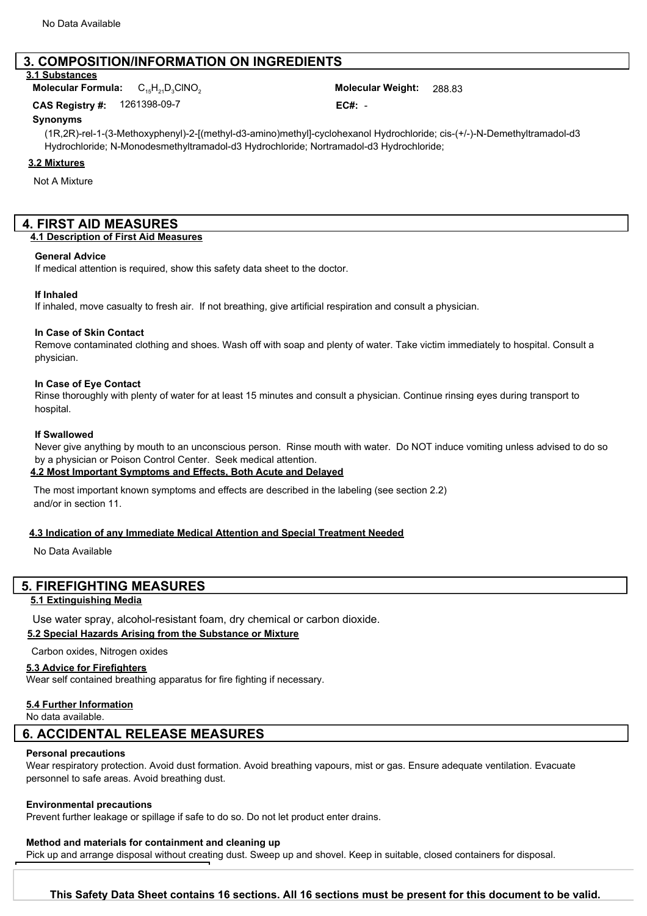No Data Available

## 3. COMPOSITION/INFORMATION ON INGREDIENTS

### 3.1 Substances

**Molecular Formula:** $C_{15}H_{21}D_3ClNO_2$

**Molecular Weight:** 288.83

**CAS Registry #:** 1261398-09-7

**EC#:** -

**Synonyms**

(1R,2R)-rel-1-(3-Methoxyphenyl)-2-[(methyl-d3-amino)methyl]-cyclohexanol Hydrochloride; cis-(+/-)-N-Demethyltramadol-d3 Hydrochloride; N-Monodesmethyltramadol-d3 Hydrochloride; Nortramadol-d3 Hydrochloride;

### 3.2 Mixtures

Not A Mixture

## 4. FIRST AID MEASURES

### 4.1 Description of First Aid Measures

**General Advice**

If medical attention is required, show this safety data sheet to the doctor.

**If Inhaled**

If inhaled, move casualty to fresh air. If not breathing, give artificial respiration and consult a physician.

**In Case of Skin Contact**

Remove contaminated clothing and shoes. Wash off with soap and plenty of water. Take victim immediately to hospital. Consult a physician.

**In Case of Eye Contact**

Rinse thoroughly with plenty of water for at least 15 minutes and consult a physician. Continue rinsing eyes during transport to hospital.

**If Swallowed**

Never give anything by mouth to an unconscious person. Rinse mouth with water. Do NOT induce vomiting unless advised to do so by a physician or Poison Control Center. Seek medical attention.

### 4.2 Most Important Symptoms and Effects, Both Acute and Delayed

The most important known symptoms and effects are described in the labeling (see section 2.2) and/or in section 11.

### 4.3 Indication of any Immediate Medical Attention and Special Treatment Needed

No Data Available

## 5. FIREFIGHTING MEASURES

### 5.1 Extinguishing Media

Use water spray, alcohol-resistant foam, dry chemical or carbon dioxide.

### 5.2 Special Hazards Arising from the Substance or Mixture

Carbon oxides, Nitrogen oxides

### 5.3 Advice for Firefighters

Wear self contained breathing apparatus for fire fighting if necessary.

### 5.4 Further Information

No data available.

## 6. ACCIDENTAL RELEASE MEASURES

**Personal precautions**

Wear respiratory protection. Avoid dust formation. Avoid breathing vapours, mist or gas. Ensure adequate ventilation. Evacuate personnel to safe areas. Avoid breathing dust.

**Environmental precautions**

Prevent further leakage or spillage if safe to do so. Do not let product enter drains.

**Method and materials for containment and cleaning up**

Pick up and arrange disposal without creating dust. Sweep up and shovel. Keep in suitable, closed containers for disposal.

**This Safety Data Sheet contains 16 sections. All 16 sections must be present for this document to be valid.**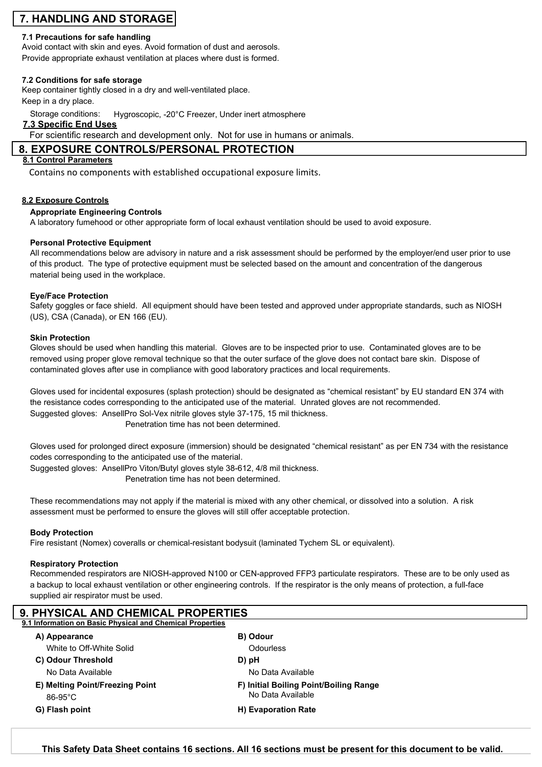## 7. HANDLING AND STORAGE

**7.1 Precautions for safe handling**

Avoid contact with skin and eyes. Avoid formation of dust and aerosols.
Provide appropriate exhaust ventilation at places where dust is formed.

**7.2 Conditions for safe storage**

Keep container tightly closed in a dry and well-ventilated place.
Keep in a dry place.

Storage conditions: Hygroscopic, -20°C Freezer, Under inert atmosphere

**7.3 Specific End Uses**

For scientific research and development only. Not for use in humans or animals.

## 8. EXPOSURE CONTROLS/PERSONAL PROTECTION

**8.1 Control Parameters**

Contains no components with established occupational exposure limits.

**8.2 Exposure Controls**

**Appropriate Engineering Controls**

A laboratory fumehood or other appropriate form of local exhaust ventilation should be used to avoid exposure.

**Personal Protective Equipment**

All recommendations below are advisory in nature and a risk assessment should be performed by the employer/end user prior to use of this product. The type of protective equipment must be selected based on the amount and concentration of the dangerous material being used in the workplace.

**Eye/Face Protection**

Safety goggles or face shield. All equipment should have been tested and approved under appropriate standards, such as NIOSH (US), CSA (Canada), or EN 166 (EU).

**Skin Protection**

Gloves should be used when handling this material. Gloves are to be inspected prior to use. Contaminated gloves are to be removed using proper glove removal technique so that the outer surface of the glove does not contact bare skin. Dispose of contaminated gloves after use in compliance with good laboratory practices and local requirements.

Gloves used for incidental exposures (splash protection) should be designated as "chemical resistant" by EU standard EN 374 with the resistance codes corresponding to the anticipated use of the material. Unrated gloves are not recommended.
Suggested gloves: AnsellPro Sol-Vex nitrile gloves style 37-175, 15 mil thickness.
Penetration time has not been determined.

Gloves used for prolonged direct exposure (immersion) should be designated "chemical resistant" as per EN 734 with the resistance codes corresponding to the anticipated use of the material.
Suggested gloves: AnsellPro Viton/Butyl gloves style 38-612, 4/8 mil thickness.
Penetration time has not been determined.

These recommendations may not apply if the material is mixed with any other chemical, or dissolved into a solution. A risk assessment must be performed to ensure the gloves will still offer acceptable protection.

**Body Protection**

Fire resistant (Nomex) coveralls or chemical-resistant bodysuit (laminated Tychem SL or equivalent).

**Respiratory Protection**

Recommended respirators are NIOSH-approved N100 or CEN-approved FFP3 particulate respirators. These are to be only used as a backup to local exhaust ventilation or other engineering controls. If the respirator is the only means of protection, a full-face supplied air respirator must be used.

## 9. PHYSICAL AND CHEMICAL PROPERTIES

**9.1 Information on Basic Physical and Chemical Properties**

**A) Appearance**
White to Off-White Solid

**B) Odour**
Odourless

**C) Odour Threshold**
No Data Available

**D) pH**
No Data Available

**E) Melting Point/Freezing Point**
86-95°C

**F) Initial Boiling Point/Boiling Range**
No Data Available

**G) Flash point**

**H) Evaporation Rate**

**This Safety Data Sheet contains 16 sections. All 16 sections must be present for this document to be valid.**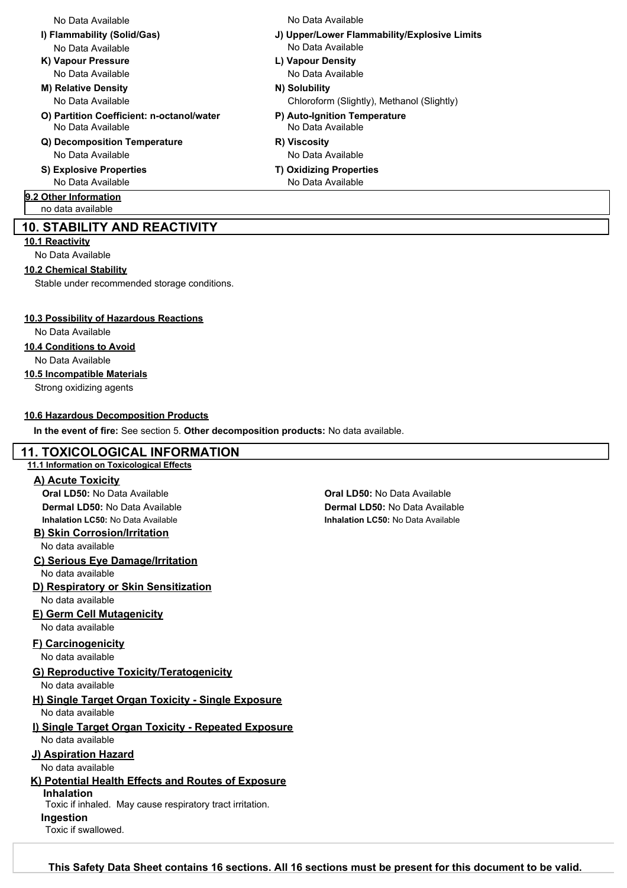No Data Available

No Data Available

**I) Flammability (Solid/Gas)**
No Data Available

**J) Upper/Lower Flammability/Explosive Limits**
No Data Available

**K) Vapour Pressure**
No Data Available

**L) Vapour Density**
No Data Available

**M) Relative Density**
No Data Available

**N) Solubility**
Chloroform (Slightly), Methanol (Slightly)

**O) Partition Coefficient: n-octanol/water**
No Data Available

**P) Auto-Ignition Temperature**
No Data Available

**Q) Decomposition Temperature**
No Data Available

**R) Viscosity**
No Data Available

**S) Explosive Properties**
No Data Available

**T) Oxidizing Properties**
No Data Available

### 9.2 Other Information

no data available

## 10. STABILITY AND REACTIVITY

### 10.1 Reactivity

No Data Available

### 10.2 Chemical Stability

Stable under recommended storage conditions.

### 10.3 Possibility of Hazardous Reactions

No Data Available

### 10.4 Conditions to Avoid

No Data Available

### 10.5 Incompatible Materials

Strong oxidizing agents

### 10.6 Hazardous Decomposition Products

**In the event of fire:** See section 5. **Other decomposition products:** No data available.

## 11. TOXICOLOGICAL INFORMATION

### 11.1 Information on Toxicological Effects

#### A) Acute Toxicity

**Oral LD50:** No Data Available
**Dermal LD50:** No Data Available
**Inhalation LC50:** No Data Available

**Oral LD50:** No Data Available
**Dermal LD50:** No Data Available
**Inhalation LC50:** No Data Available

#### B) Skin Corrosion/Irritation

No data available

#### C) Serious Eye Damage/Irritation

No data available

#### D) Respiratory or Skin Sensitization

No data available

#### E) Germ Cell Mutagenicity

No data available

#### F) Carcinogenicity

No data available

#### G) Reproductive Toxicity/Teratogenicity

No data available

#### H) Single Target Organ Toxicity - Single Exposure

No data available

#### I) Single Target Organ Toxicity - Repeated Exposure

No data available

#### J) Aspiration Hazard

No data available

#### K) Potential Health Effects and Routes of Exposure

**Inhalation**
Toxic if inhaled. May cause respiratory tract irritation.

**Ingestion**
Toxic if swallowed.

**This Safety Data Sheet contains 16 sections. All 16 sections must be present for this document to be valid.**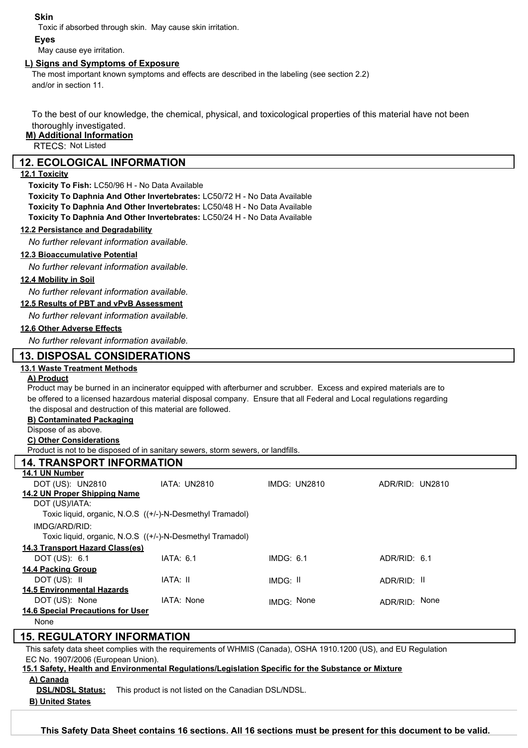**Skin**

Toxic if absorbed through skin. May cause skin irritation.

**Eyes**

May cause eye irritation.

**L) Signs and Symptoms of Exposure**

The most important known symptoms and effects are described in the labeling (see section 2.2) and/or in section 11.

To the best of our knowledge, the chemical, physical, and toxicological properties of this material have not been thoroughly investigated.

**M) Additional Information**

RTECS: Not Listed

## 12. ECOLOGICAL INFORMATION

**12.1 Toxicity**

**Toxicity To Fish:** LC50/96 H - No Data Available

**Toxicity To Daphnia And Other Invertebrates:** LC50/72 H - No Data Available

**Toxicity To Daphnia And Other Invertebrates:** LC50/48 H - No Data Available

**Toxicity To Daphnia And Other Invertebrates:** LC50/24 H - No Data Available

**12.2 Persistance and Degradability**

*No further relevant information available.*

**12.3 Bioaccumulative Potential**

*No further relevant information available.*

**12.4 Mobility in Soil**

*No further relevant information available.*

**12.5 Results of PBT and vPvB Assessment**

*No further relevant information available.*

**12.6 Other Adverse Effects**

*No further relevant information available.*

## 13. DISPOSAL CONSIDERATIONS

**13.1 Waste Treatment Methods**

**A) Product**

Product may be burned in an incinerator equipped with afterburner and scrubber. Excess and expired materials are to be offered to a licensed hazardous material disposal company. Ensure that all Federal and Local regulations regarding the disposal and destruction of this material are followed.

**B) Contaminated Packaging**

Dispose of as above.

**C) Other Considerations**

Product is not to be disposed of in sanitary sewers, storm sewers, or landfills.

## 14. TRANSPORT INFORMATION

**14.1 UN Number**

| DOT (US): UN2810 | IATA: UN2810 | IMDG: UN2810 | ADR/RID: UN2810 |
|---|---|---|---|

**14.2 UN Proper Shipping Name**

DOT (US)/IATA:

Toxic liquid, organic, N.O.S ((+/-)-N-Desmethyl Tramadol)

IMDG/ARD/RID:

Toxic liquid, organic, N.O.S ((+/-)-N-Desmethyl Tramadol)

**14.3 Transport Hazard Class(es)**

| DOT (US): 6.1 | IATA: 6.1 | IMDG: 6.1 | ADR/RID: 6.1 |
|---|---|---|---|

**14.4 Packing Group**

| DOT (US): II | IATA: II | IMDG: II | ADR/RID: II |
|---|---|---|---|

**14.5 Environmental Hazards**

| DOT (US): None | IATA: None | IMDG: None | ADR/RID: None |
|---|---|---|---|

**14.6 Special Precautions for User**

None

## 15. REGULATORY INFORMATION

This safety data sheet complies with the requirements of WHMIS (Canada), OSHA 1910.1200 (US), and EU Regulation EC No. 1907/2006 (European Union).

**15.1 Safety, Health and Environmental Regulations/Legislation Specific for the Substance or Mixture**

**A) Canada**

**DSL/NDSL Status:** This product is not listed on the Canadian DSL/NDSL.

**B) United States**

**This Safety Data Sheet contains 16 sections. All 16 sections must be present for this document to be valid.**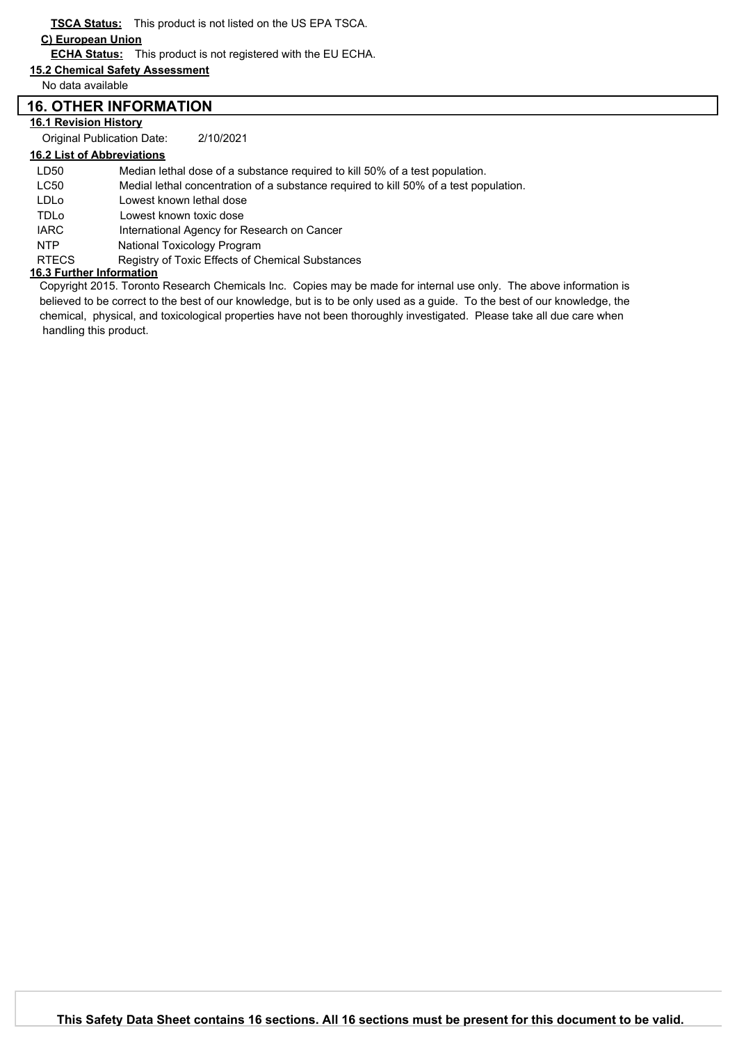**TSCA Status:** This product is not listed on the US EPA TSCA.

**C) European Union**

**ECHA Status:** This product is not registered with the EU ECHA.

**15.2 Chemical Safety Assessment**

No data available

## 16. OTHER INFORMATION

**16.1 Revision History**

Original Publication Date: 2/10/2021

**16.2 List of Abbreviations**

| | |
|---|---|
| LD50 | Median lethal dose of a substance required to kill 50% of a test population. |
| LC50 | Medial lethal concentration of a substance required to kill 50% of a test population. |
| LDLo | Lowest known lethal dose |
| TDLo | Lowest known toxic dose |
| IARC | International Agency for Research on Cancer |
| NTP | National Toxicology Program |
| RTECS | Registry of Toxic Effects of Chemical Substances |

**16.3 Further Information**

Copyright 2015. Toronto Research Chemicals Inc. Copies may be made for internal use only. The above information is believed to be correct to the best of our knowledge, but is to be only used as a guide. To the best of our knowledge, the chemical, physical, and toxicological properties have not been thoroughly investigated. Please take all due care when handling this product.

**This Safety Data Sheet contains 16 sections. All 16 sections must be present for this document to be valid.**